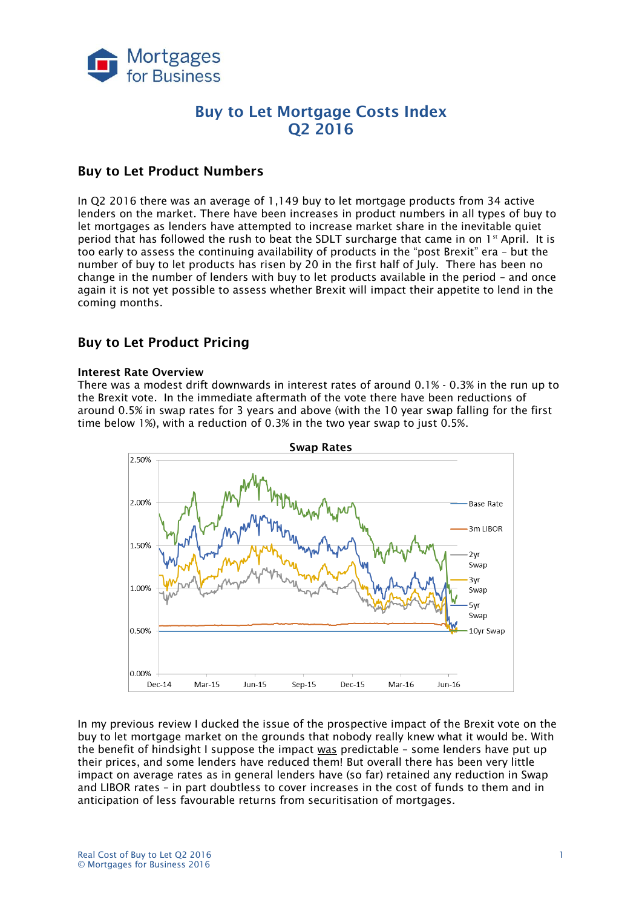# Buy to Let Mortgage Costs Index
# Q2 2016

## Buy to Let Product Numbers

In Q2 2016 there was an average of 1,149 buy to let mortgage products from 34 active lenders on the market. There have been increases in product numbers in all types of buy to let mortgages as lenders have attempted to increase market share in the inevitable quiet period that has followed the rush to beat the SDLT surcharge that came in on 1st April. It is too early to assess the continuing availability of products in the "post Brexit" era – but the number of buy to let products has risen by 20 in the first half of July. There has been no change in the number of lenders with buy to let products available in the period – and once again it is not yet possible to assess whether Brexit will impact their appetite to lend in the coming months.

## Buy to Let Product Pricing

### Interest Rate Overview

There was a modest drift downwards in interest rates of around 0.1% - 0.3% in the run up to the Brexit vote. In the immediate aftermath of the vote there have been reductions of around 0.5% in swap rates for 3 years and above (with the 10 year swap falling for the first time below 1%), with a reduction of 0.3% in the two year swap to just 0.5%.

In my previous review I ducked the issue of the prospective impact of the Brexit vote on the buy to let mortgage market on the grounds that nobody really knew what it would be. With the benefit of hindsight I suppose the impact was predictable – some lenders have put up their prices, and some lenders have reduced them! But overall there has been very little impact on average rates as in general lenders have (so far) retained any reduction in Swap and LIBOR rates – in part doubtless to cover increases in the cost of funds to them and in anticipation of less favourable returns from securitisation of mortgages.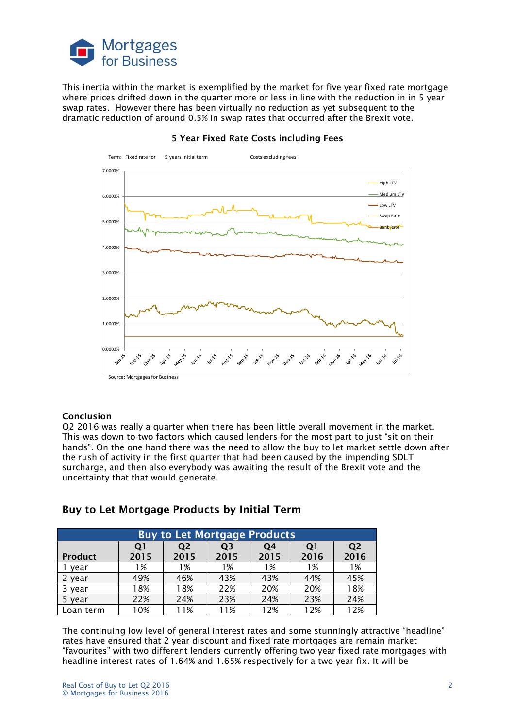This inertia within the market is exemplified by the market for five year fixed rate mortgage where prices drifted down in the quarter more or less in line with the reduction in 5 year swap rates. However there has been virtually no reduction as yet subsequent to the dramatic reduction of around 0.5% in swap rates that occurred after the Brexit vote.

**5 Year Fixed Rate Costs including Fees**

Term: Fixed rate for 5 years initial term — Costs excluding fees

Source: Mortgages for Business

### Conclusion

Q2 2016 was really a quarter when there has been little overall movement in the market. This was down to two factors which caused lenders for the most part to just "sit on their hands". On the one hand there was the need to allow the buy to let market settle down after the rush of activity in the first quarter that had been caused by the impending SDLT surcharge, and then also everybody was awaiting the result of the Brexit vote and the uncertainty that that would generate.

## Buy to Let Mortgage Products by Initial Term

| Buy to Let Mortgage Products | | | | | | |
|---|---|---|---|---|---|---|
| **Product** | **Q1 2015** | **Q2 2015** | **Q3 2015** | **Q4 2015** | **Q1 2016** | **Q2 2016** |
| 1 year | 1% | 1% | 1% | 1% | 1% | 1% |
| 2 year | 49% | 46% | 43% | 43% | 44% | 45% |
| 3 year | 18% | 18% | 22% | 20% | 20% | 18% |
| 5 year | 22% | 24% | 23% | 24% | 23% | 24% |
| Loan term | 10% | 11% | 11% | 12% | 12% | 12% |

The continuing low level of general interest rates and some stunningly attractive "headline" rates have ensured that 2 year discount and fixed rate mortgages are remain market "favourites" with two different lenders currently offering two year fixed rate mortgages with headline interest rates of 1.64% and 1.65% respectively for a two year fix. It will be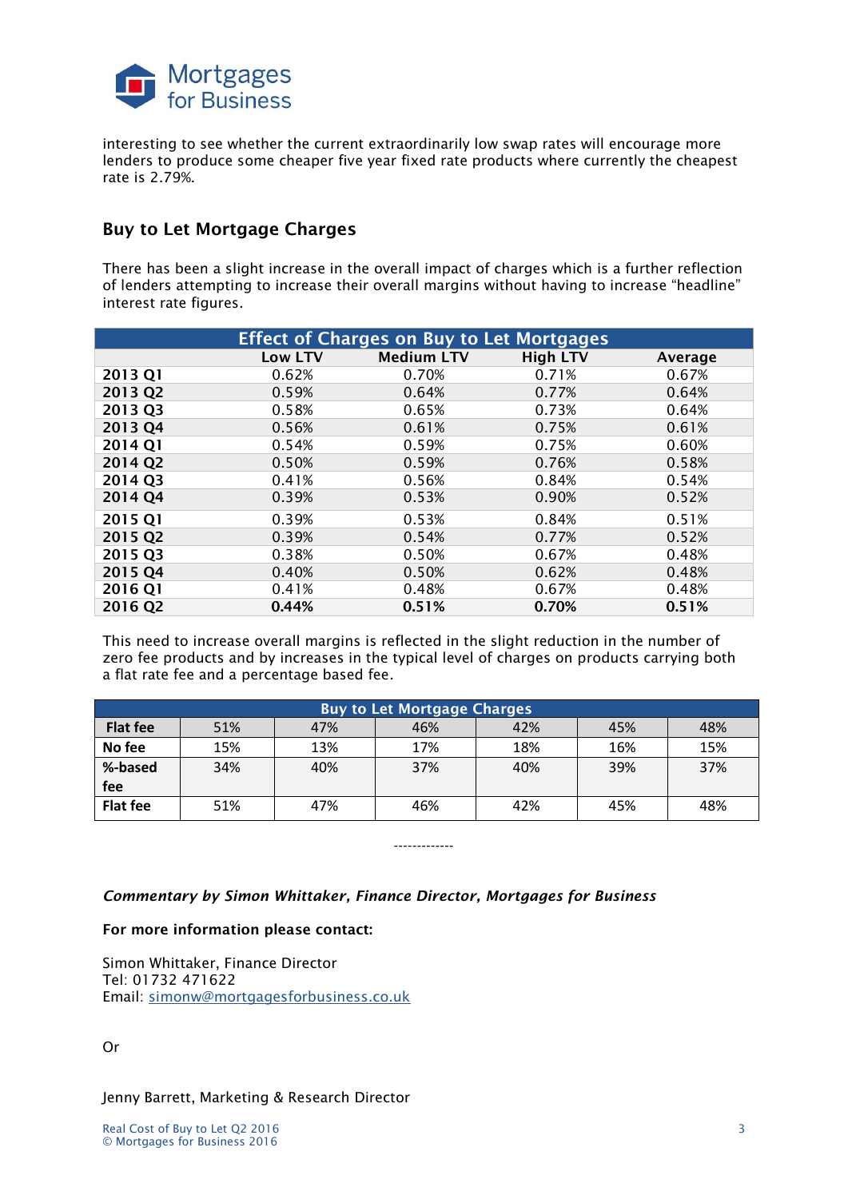interesting to see whether the current extraordinarily low swap rates will encourage more lenders to produce some cheaper five year fixed rate products where currently the cheapest rate is 2.79%.

## Buy to Let Mortgage Charges

There has been a slight increase in the overall impact of charges which is a further reflection of lenders attempting to increase their overall margins without having to increase "headline" interest rate figures.

| Effect of Charges on Buy to Let Mortgages | | | | |
|---|---|---|---|---|
| | **Low LTV** | **Medium LTV** | **High LTV** | **Average** |
| **2013 Q1** | 0.62% | 0.70% | 0.71% | 0.67% |
| **2013 Q2** | 0.59% | 0.64% | 0.77% | 0.64% |
| **2013 Q3** | 0.58% | 0.65% | 0.73% | 0.64% |
| **2013 Q4** | 0.56% | 0.61% | 0.75% | 0.61% |
| **2014 Q1** | 0.54% | 0.59% | 0.75% | 0.60% |
| **2014 Q2** | 0.50% | 0.59% | 0.76% | 0.58% |
| **2014 Q3** | 0.41% | 0.56% | 0.84% | 0.54% |
| **2014 Q4** | 0.39% | 0.53% | 0.90% | 0.52% |
| **2015 Q1** | 0.39% | 0.53% | 0.84% | 0.51% |
| **2015 Q2** | 0.39% | 0.54% | 0.77% | 0.52% |
| **2015 Q3** | 0.38% | 0.50% | 0.67% | 0.48% |
| **2015 Q4** | 0.40% | 0.50% | 0.62% | 0.48% |
| **2016 Q1** | 0.41% | 0.48% | 0.67% | 0.48% |
| **2016 Q2** | **0.44%** | **0.51%** | **0.70%** | **0.51%** |

This need to increase overall margins is reflected in the slight reduction in the number of zero fee products and by increases in the typical level of charges on products carrying both a flat rate fee and a percentage based fee.

| Buy to Let Mortgage Charges | | | | | | |
|---|---|---|---|---|---|---|
| **Flat fee** | 51% | 47% | 46% | 42% | 45% | 48% |
| **No fee** | 15% | 13% | 17% | 18% | 16% | 15% |
| **%-based fee** | 34% | 40% | 37% | 40% | 39% | 37% |
| **Flat fee** | 51% | 47% | 46% | 42% | 45% | 48% |

-------------

***Commentary by Simon Whittaker, Finance Director, Mortgages for Business***

**For more information please contact:**

Simon Whittaker, Finance Director
Tel: 01732 471622
Email: simonw@mortgagesforbusiness.co.uk

Or

Jenny Barrett, Marketing & Research Director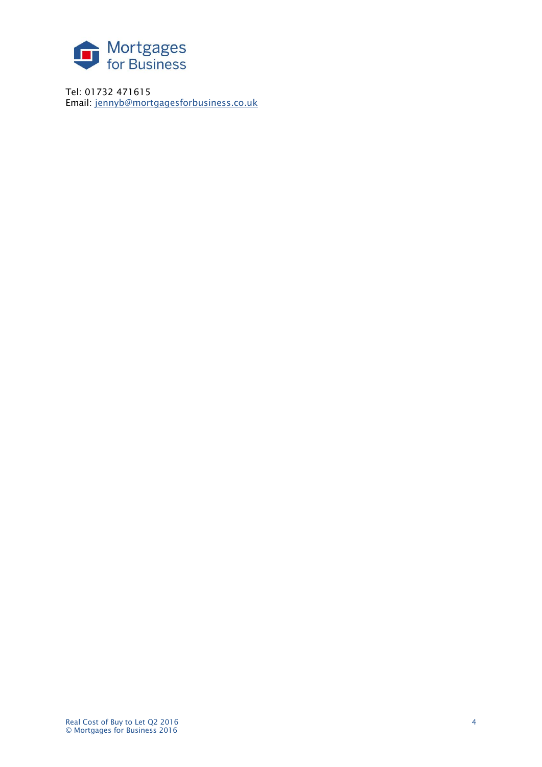Mortgages for Business

Tel: 01732 471615
Email: [jennyb@mortgagesforbusiness.co.uk](mailto:jennyb@mortgagesforbusiness.co.uk)